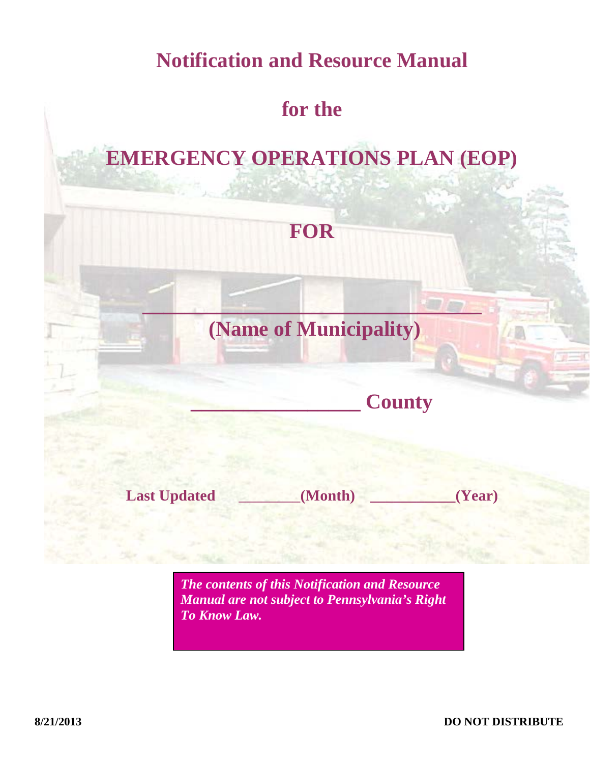# Notification and Resource Manual

# for the

# EMERGENCY OPERATIONS PLAN (EOP)

# FOR

## ________________________________

## (Name of Municipality)

## _________________ County

**Last Updated ________(Month) ___________(Year)**

***The contents of this Notification and Resource Manual are not subject to Pennsylvania's Right To Know Law.***

**8/21/2013** **DO NOT DISTRIBUTE**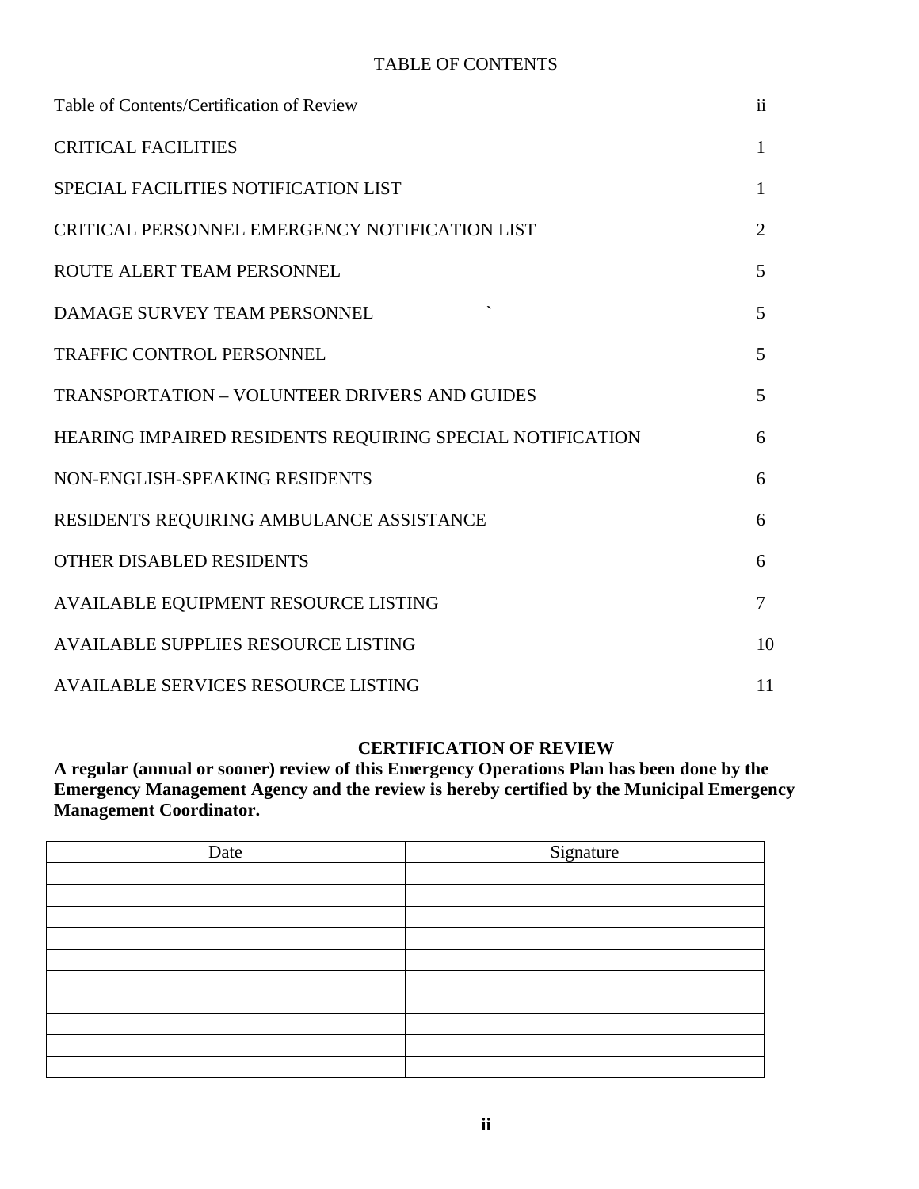# TABLE OF CONTENTS

| | |
|---|---|
| Table of Contents/Certification of Review | ii |
| CRITICAL FACILITIES | 1 |
| SPECIAL FACILITIES NOTIFICATION LIST | 1 |
| CRITICAL PERSONNEL EMERGENCY NOTIFICATION LIST | 2 |
| ROUTE ALERT TEAM PERSONNEL | 5 |
| DAMAGE SURVEY TEAM PERSONNEL | 5 |
| TRAFFIC CONTROL PERSONNEL | 5 |
| TRANSPORTATION – VOLUNTEER DRIVERS AND GUIDES | 5 |
| HEARING IMPAIRED RESIDENTS REQUIRING SPECIAL NOTIFICATION | 6 |
| NON-ENGLISH-SPEAKING RESIDENTS | 6 |
| RESIDENTS REQUIRING AMBULANCE ASSISTANCE | 6 |
| OTHER DISABLED RESIDENTS | 6 |
| AVAILABLE EQUIPMENT RESOURCE LISTING | 7 |
| AVAILABLE SUPPLIES RESOURCE LISTING | 10 |
| AVAILABLE SERVICES RESOURCE LISTING | 11 |

## CERTIFICATION OF REVIEW

**A regular (annual or sooner) review of this Emergency Operations Plan has been done by the Emergency Management Agency and the review is hereby certified by the Municipal Emergency Management Coordinator.**

| Date | Signature |
|---|---|
| | |
| | |
| | |
| | |
| | |
| | |
| | |
| | |
| | |
| | |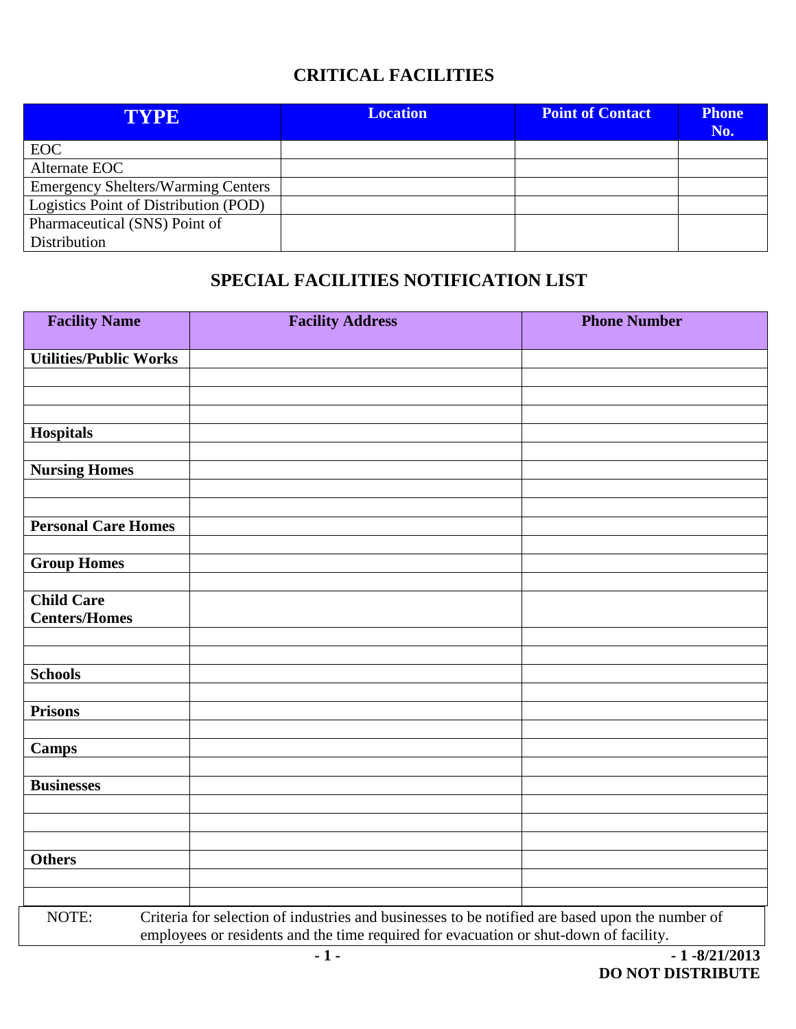## CRITICAL FACILITIES

| TYPE | Location | Point of Contact | Phone No. |
|---|---|---|---|
| EOC | | | |
| Alternate EOC | | | |
| Emergency Shelters/Warming Centers | | | |
| Logistics Point of Distribution (POD) | | | |
| Pharmaceutical (SNS) Point of Distribution | | | |

## SPECIAL FACILITIES NOTIFICATION LIST

| Facility Name | Facility Address | Phone Number |
|---|---|---|
| **Utilities/Public Works** | | |
| | | |
| | | |
| | | |
| **Hospitals** | | |
| | | |
| **Nursing Homes** | | |
| | | |
| | | |
| **Personal Care Homes** | | |
| | | |
| **Group Homes** | | |
| | | |
| **Child Care Centers/Homes** | | |
| | | |
| | | |
| **Schools** | | |
| | | |
| **Prisons** | | |
| | | |
| **Camps** | | |
| | | |
| **Businesses** | | |
| | | |
| | | |
| | | |
| **Others** | | |
| | | |
| | | |

NOTE: Criteria for selection of industries and businesses to be notified are based upon the number of employees or residents and the time required for evacuation or shut-down of facility.

- 1 -8/21/2013

**DO NOT DISTRIBUTE**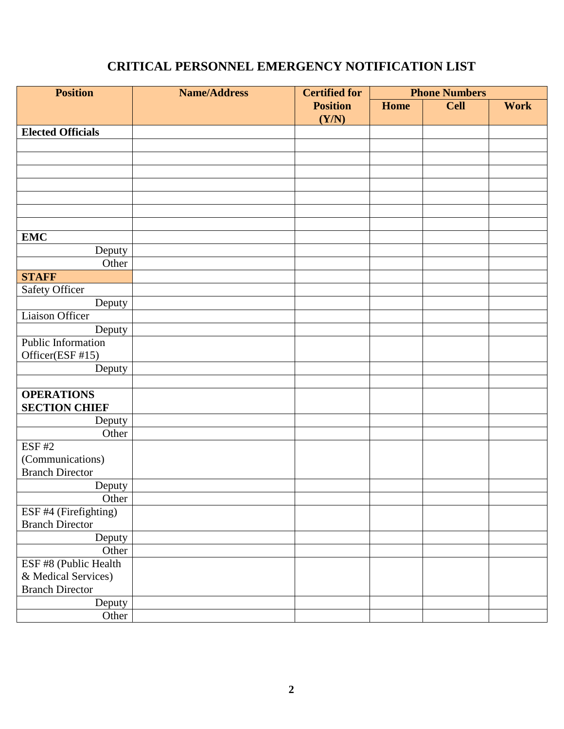# CRITICAL PERSONNEL EMERGENCY NOTIFICATION LIST

| Position | Name/Address | Certified for Position (Y/N) | Phone Numbers | | |
|---|---|---|---|---|---|
| | | | Home | Cell | Work |
| **Elected Officials** | | | | | |
| | | | | | |
| | | | | | |
| | | | | | |
| | | | | | |
| | | | | | |
| | | | | | |
| | | | | | |
| **EMC** | | | | | |
| Deputy | | | | | |
| Other | | | | | |
| **STAFF** | | | | | |
| Safety Officer | | | | | |
| Deputy | | | | | |
| Liaison Officer | | | | | |
| Deputy | | | | | |
| Public Information Officer(ESF #15) | | | | | |
| Deputy | | | | | |
| | | | | | |
| **OPERATIONS SECTION CHIEF** | | | | | |
| Deputy | | | | | |
| Other | | | | | |
| ESF #2 (Communications) Branch Director | | | | | |
| Deputy | | | | | |
| Other | | | | | |
| ESF #4 (Firefighting) Branch Director | | | | | |
| Deputy | | | | | |
| Other | | | | | |
| ESF #8 (Public Health & Medical Services) Branch Director | | | | | |
| Deputy | | | | | |
| Other | | | | | |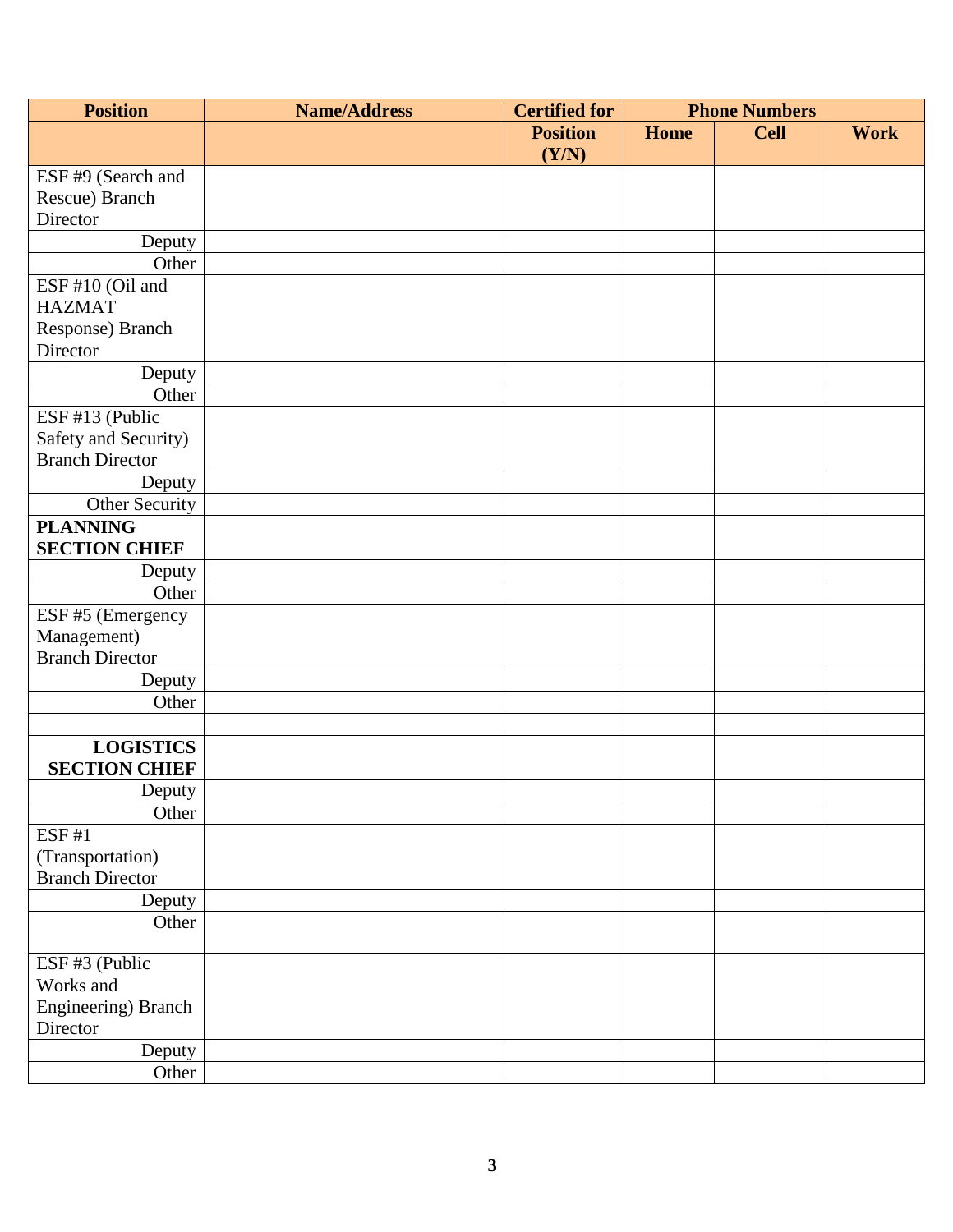| Position | Name/Address | Certified for | Phone Numbers | | |
|---|---|---|---|---|---|
| | | Position (Y/N) | Home | Cell | Work |
| ESF #9 (Search and Rescue) Branch Director | | | | | |
| Deputy | | | | | |
| Other | | | | | |
| ESF #10 (Oil and HAZMAT Response) Branch Director | | | | | |
| Deputy | | | | | |
| Other | | | | | |
| ESF #13 (Public Safety and Security) Branch Director | | | | | |
| Deputy | | | | | |
| Other Security | | | | | |
| **PLANNING SECTION CHIEF** | | | | | |
| Deputy | | | | | |
| Other | | | | | |
| ESF #5 (Emergency Management) Branch Director | | | | | |
| Deputy | | | | | |
| Other | | | | | |
| | | | | | |
| **LOGISTICS SECTION CHIEF** | | | | | |
| Deputy | | | | | |
| Other | | | | | |
| ESF #1 (Transportation) Branch Director | | | | | |
| Deputy | | | | | |
| Other | | | | | |
| ESF #3 (Public Works and Engineering) Branch Director | | | | | |
| Deputy | | | | | |
| Other | | | | | |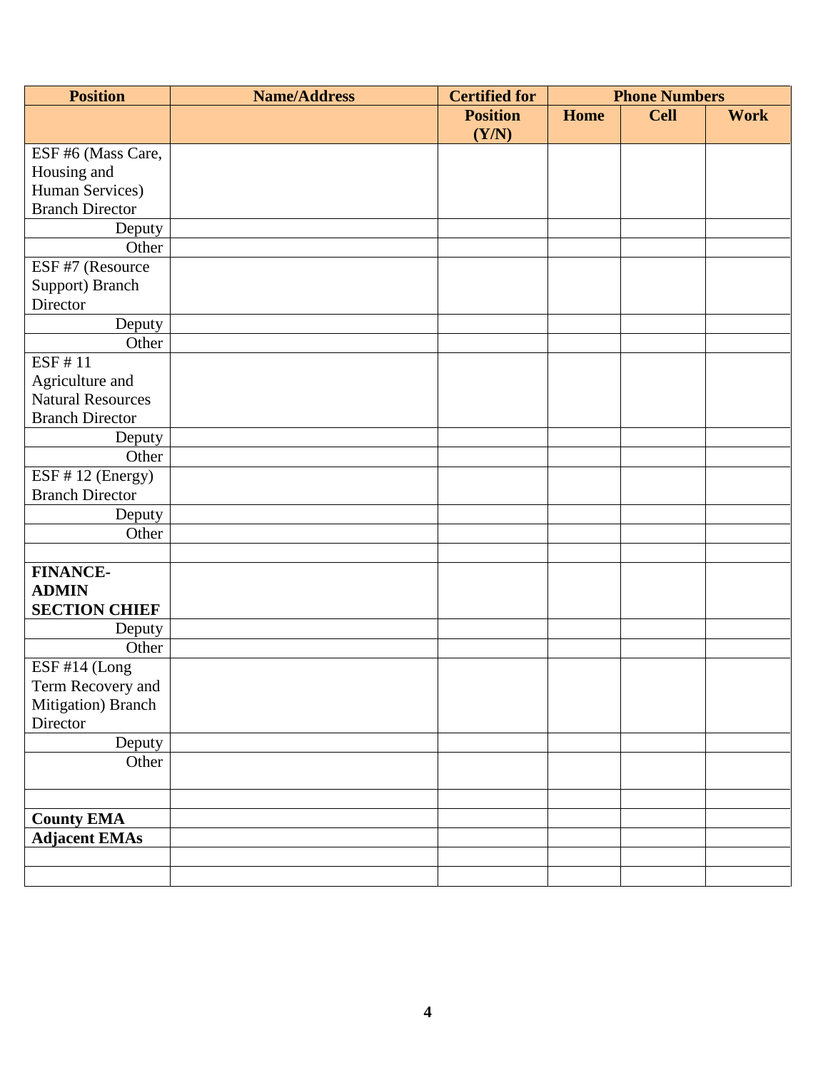| Position | Name/Address | Certified for Position (Y/N) | Phone Numbers | | |
|---|---|---|---|---|---|
| | | | Home | Cell | Work |
| ESF #6 (Mass Care, Housing and Human Services) Branch Director | | | | | |
| Deputy | | | | | |
| Other | | | | | |
| ESF #7 (Resource Support) Branch Director | | | | | |
| Deputy | | | | | |
| Other | | | | | |
| ESF # 11 Agriculture and Natural Resources Branch Director | | | | | |
| Deputy | | | | | |
| Other | | | | | |
| ESF # 12 (Energy) Branch Director | | | | | |
| Deputy | | | | | |
| Other | | | | | |
| | | | | | |
| **FINANCE-ADMIN SECTION CHIEF** | | | | | |
| Deputy | | | | | |
| Other | | | | | |
| ESF #14 (Long Term Recovery and Mitigation) Branch Director | | | | | |
| Deputy | | | | | |
| Other | | | | | |
| | | | | | |
| **County EMA** | | | | | |
| **Adjacent EMAs** | | | | | |
| | | | | | |
| | | | | | |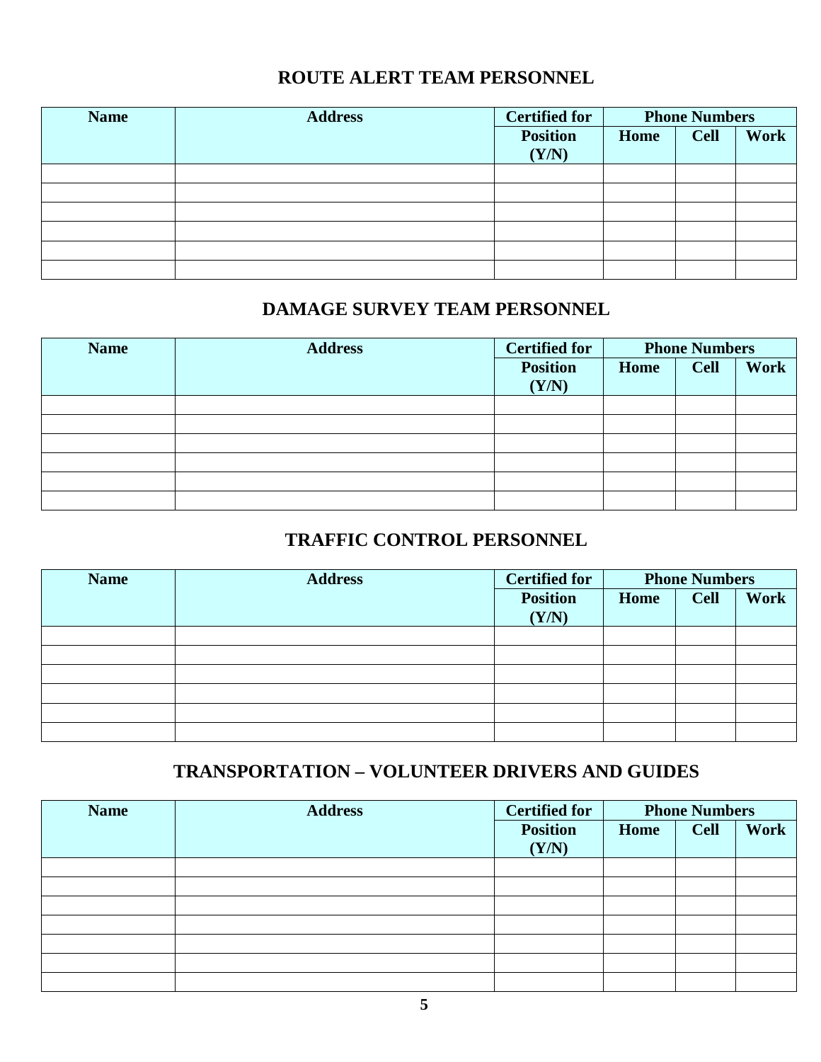## ROUTE ALERT TEAM PERSONNEL

| Name | Address | Certified for | Phone Numbers | | |
|---|---|---|---|---|---|
| | | Position (Y/N) | Home | Cell | Work |
| | | | | | |
| | | | | | |
| | | | | | |
| | | | | | |
| | | | | | |
| | | | | | |

## DAMAGE SURVEY TEAM PERSONNEL

| Name | Address | Certified for | Phone Numbers | | |
|---|---|---|---|---|---|
| | | Position (Y/N) | Home | Cell | Work |
| | | | | | |
| | | | | | |
| | | | | | |
| | | | | | |
| | | | | | |
| | | | | | |

## TRAFFIC CONTROL PERSONNEL

| Name | Address | Certified for | Phone Numbers | | |
|---|---|---|---|---|---|
| | | Position (Y/N) | Home | Cell | Work |
| | | | | | |
| | | | | | |
| | | | | | |
| | | | | | |
| | | | | | |
| | | | | | |

## TRANSPORTATION – VOLUNTEER DRIVERS AND GUIDES

| Name | Address | Certified for | Phone Numbers | | |
|---|---|---|---|---|---|
| | | Position (Y/N) | Home | Cell | Work |
| | | | | | |
| | | | | | |
| | | | | | |
| | | | | | |
| | | | | | |
| | | | | | |
| | | | | | |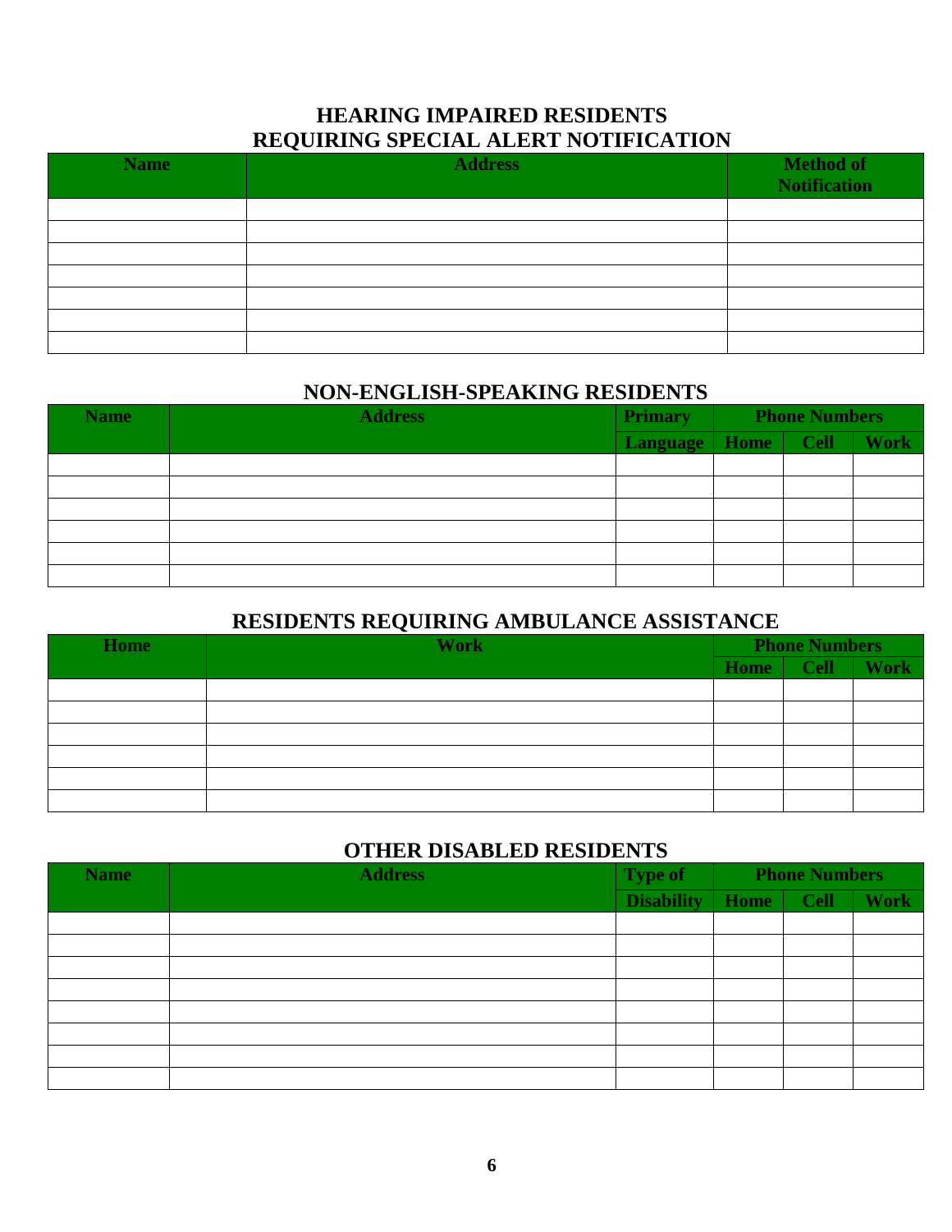## HEARING IMPAIRED RESIDENTS REQUIRING SPECIAL ALERT NOTIFICATION

| Name | Address | Method of Notification |
|---|---|---|
| | | |
| | | |
| | | |
| | | |
| | | |
| | | |
| | | |

## NON-ENGLISH-SPEAKING RESIDENTS

| Name | Address | Primary | Phone Numbers | | |
|---|---|---|---|---|---|
| | | Language | Home | Cell | Work |
| | | | | | |
| | | | | | |
| | | | | | |
| | | | | | |
| | | | | | |
| | | | | | |

## RESIDENTS REQUIRING AMBULANCE ASSISTANCE

| Home | Work | Phone Numbers | | |
|---|---|---|---|---|
| | | Home | Cell | Work |
| | | | | |
| | | | | |
| | | | | |
| | | | | |
| | | | | |
| | | | | |

## OTHER DISABLED RESIDENTS

| Name | Address | Type of | Phone Numbers | | |
|---|---|---|---|---|---|
| | | Disability | Home | Cell | Work |
| | | | | | |
| | | | | | |
| | | | | | |
| | | | | | |
| | | | | | |
| | | | | | |
| | | | | | |
| | | | | | |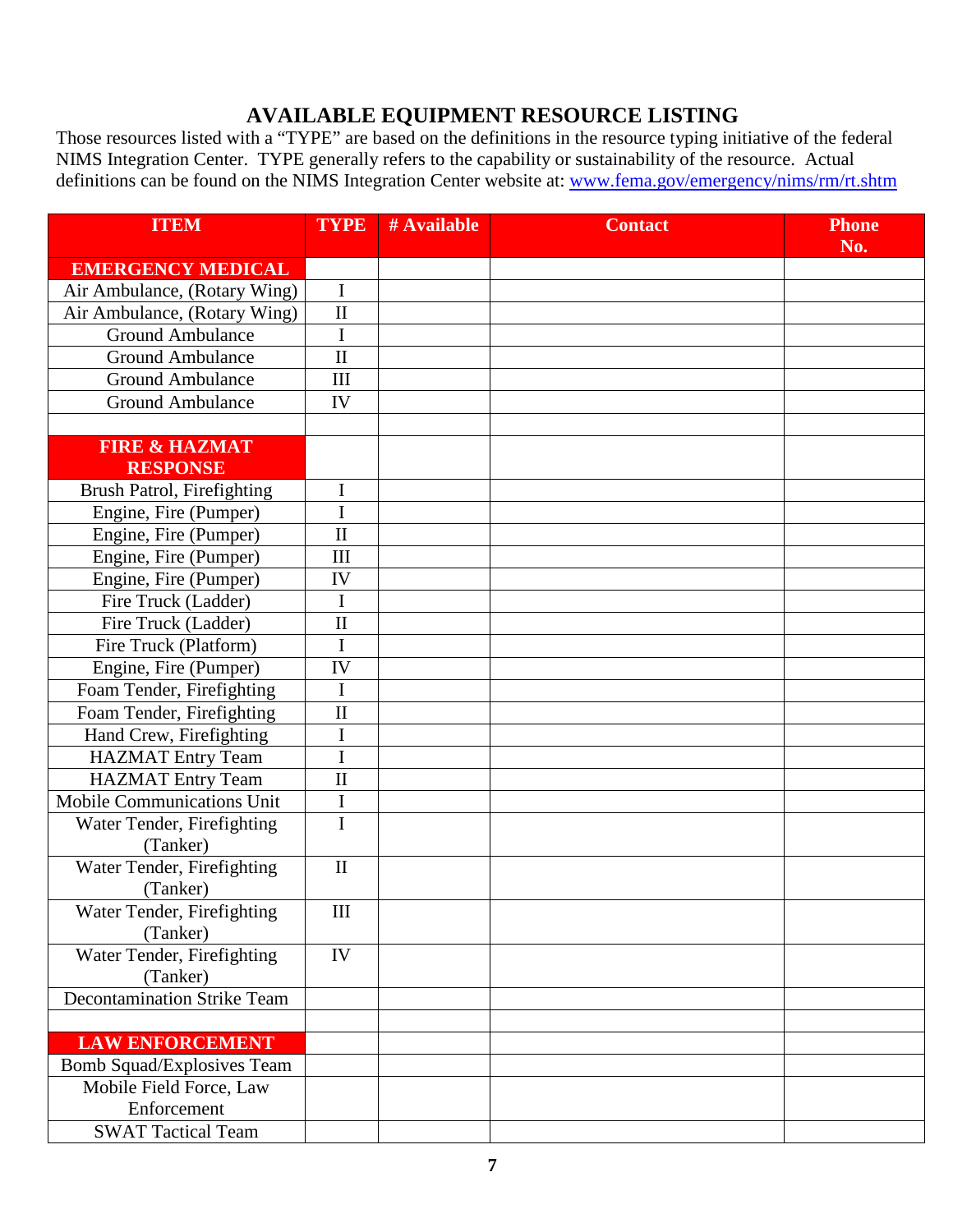## AVAILABLE EQUIPMENT RESOURCE LISTING

Those resources listed with a "TYPE" are based on the definitions in the resource typing initiative of the federal NIMS Integration Center. TYPE generally refers to the capability or sustainability of the resource. Actual definitions can be found on the NIMS Integration Center website at: www.fema.gov/emergency/nims/rm/rt.shtm

| ITEM | TYPE | # Available | Contact | Phone No. |
|---|---|---|---|---|
| **EMERGENCY MEDICAL** | | | | |
| Air Ambulance, (Rotary Wing) | I | | | |
| Air Ambulance, (Rotary Wing) | II | | | |
| Ground Ambulance | I | | | |
| Ground Ambulance | II | | | |
| Ground Ambulance | III | | | |
| Ground Ambulance | IV | | | |
| | | | | |
| **FIRE & HAZMAT RESPONSE** | | | | |
| Brush Patrol, Firefighting | I | | | |
| Engine, Fire (Pumper) | I | | | |
| Engine, Fire (Pumper) | II | | | |
| Engine, Fire (Pumper) | III | | | |
| Engine, Fire (Pumper) | IV | | | |
| Fire Truck (Ladder) | I | | | |
| Fire Truck (Ladder) | II | | | |
| Fire Truck (Platform) | I | | | |
| Engine, Fire (Pumper) | IV | | | |
| Foam Tender, Firefighting | I | | | |
| Foam Tender, Firefighting | II | | | |
| Hand Crew, Firefighting | I | | | |
| HAZMAT Entry Team | I | | | |
| HAZMAT Entry Team | II | | | |
| Mobile Communications Unit | I | | | |
| Water Tender, Firefighting (Tanker) | I | | | |
| Water Tender, Firefighting (Tanker) | II | | | |
| Water Tender, Firefighting (Tanker) | III | | | |
| Water Tender, Firefighting (Tanker) | IV | | | |
| Decontamination Strike Team | | | | |
| | | | | |
| **LAW ENFORCEMENT** | | | | |
| Bomb Squad/Explosives Team | | | | |
| Mobile Field Force, Law Enforcement | | | | |
| SWAT Tactical Team | | | | |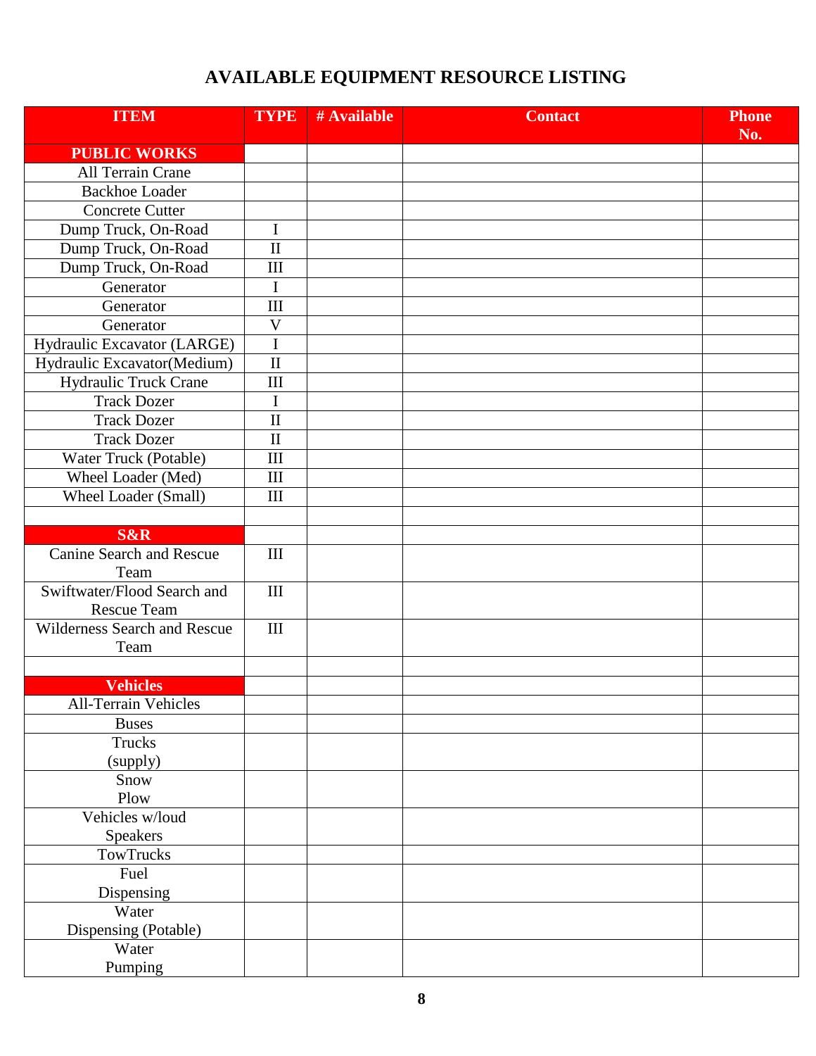# AVAILABLE EQUIPMENT RESOURCE LISTING

| ITEM | TYPE | # Available | Contact | Phone No. |
|---|---|---|---|---|
| **PUBLIC WORKS** | | | | |
| All Terrain Crane | | | | |
| Backhoe Loader | | | | |
| Concrete Cutter | | | | |
| Dump Truck, On-Road | I | | | |
| Dump Truck, On-Road | II | | | |
| Dump Truck, On-Road | III | | | |
| Generator | I | | | |
| Generator | III | | | |
| Generator | V | | | |
| Hydraulic Excavator (LARGE) | I | | | |
| Hydraulic Excavator(Medium) | II | | | |
| Hydraulic Truck Crane | III | | | |
| Track Dozer | I | | | |
| Track Dozer | II | | | |
| Track Dozer | II | | | |
| Water Truck (Potable) | III | | | |
| Wheel Loader (Med) | III | | | |
| Wheel Loader (Small) | III | | | |
| | | | | |
| **S&R** | | | | |
| Canine Search and Rescue Team | III | | | |
| Swiftwater/Flood Search and Rescue Team | III | | | |
| Wilderness Search and Rescue Team | III | | | |
| | | | | |
| **Vehicles** | | | | |
| All-Terrain Vehicles | | | | |
| Buses | | | | |
| Trucks (supply) | | | | |
| Snow Plow | | | | |
| Vehicles w/loud Speakers | | | | |
| TowTrucks | | | | |
| Fuel Dispensing | | | | |
| Water Dispensing (Potable) | | | | |
| Water Pumping | | | | |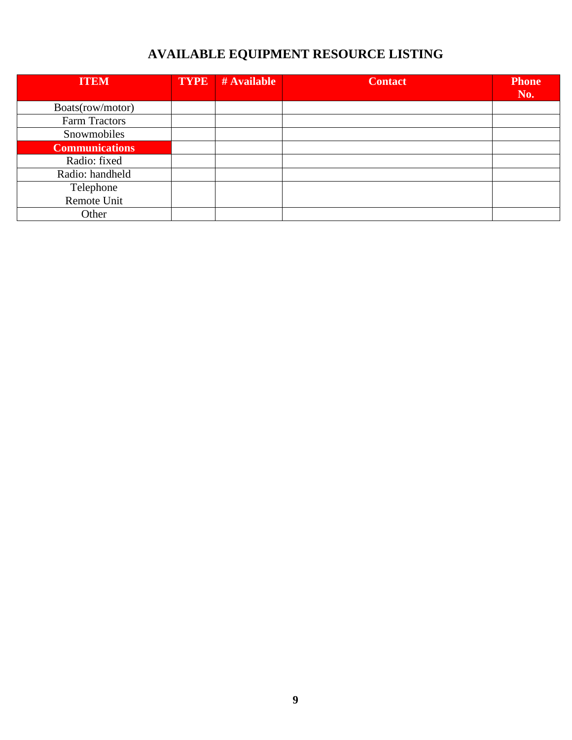# AVAILABLE EQUIPMENT RESOURCE LISTING

| ITEM | TYPE | # Available | Contact | Phone No. |
|---|---|---|---|---|
| Boats(row/motor) | | | | |
| Farm Tractors | | | | |
| Snowmobiles | | | | |
| **Communications** | | | | |
| Radio: fixed | | | | |
| Radio: handheld | | | | |
| Telephone Remote Unit | | | | |
| Other | | | | |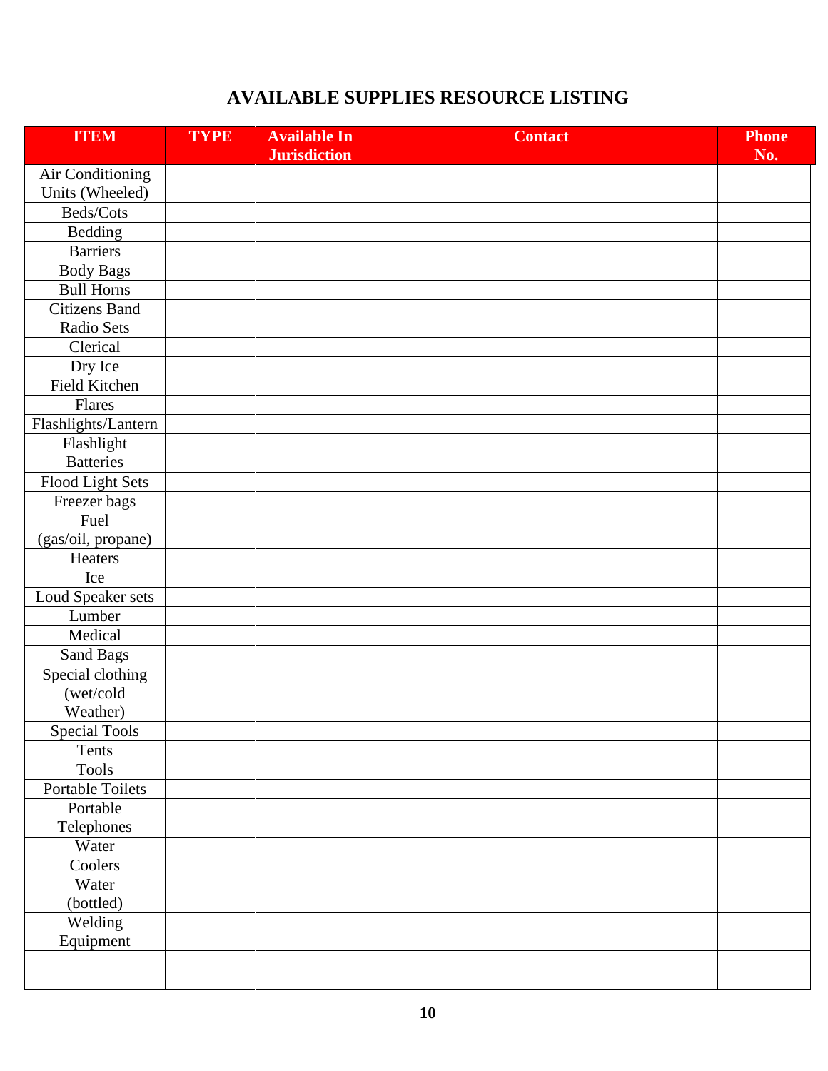# AVAILABLE SUPPLIES RESOURCE LISTING

| ITEM | TYPE | Available In Jurisdiction | Contact | Phone No. |
|---|---|---|---|---|
| Air Conditioning Units (Wheeled) | | | | |
| Beds/Cots | | | | |
| Bedding | | | | |
| Barriers | | | | |
| Body Bags | | | | |
| Bull Horns | | | | |
| Citizens Band Radio Sets | | | | |
| Clerical | | | | |
| Dry Ice | | | | |
| Field Kitchen | | | | |
| Flares | | | | |
| Flashlights/Lantern | | | | |
| Flashlight Batteries | | | | |
| Flood Light Sets | | | | |
| Freezer bags | | | | |
| Fuel (gas/oil, propane) | | | | |
| Heaters | | | | |
| Ice | | | | |
| Loud Speaker sets | | | | |
| Lumber | | | | |
| Medical | | | | |
| Sand Bags | | | | |
| Special clothing (wet/cold Weather) | | | | |
| Special Tools | | | | |
| Tents | | | | |
| Tools | | | | |
| Portable Toilets | | | | |
| Portable Telephones | | | | |
| Water Coolers | | | | |
| Water (bottled) | | | | |
| Welding Equipment | | | | |
| | | | | |
| | | | | |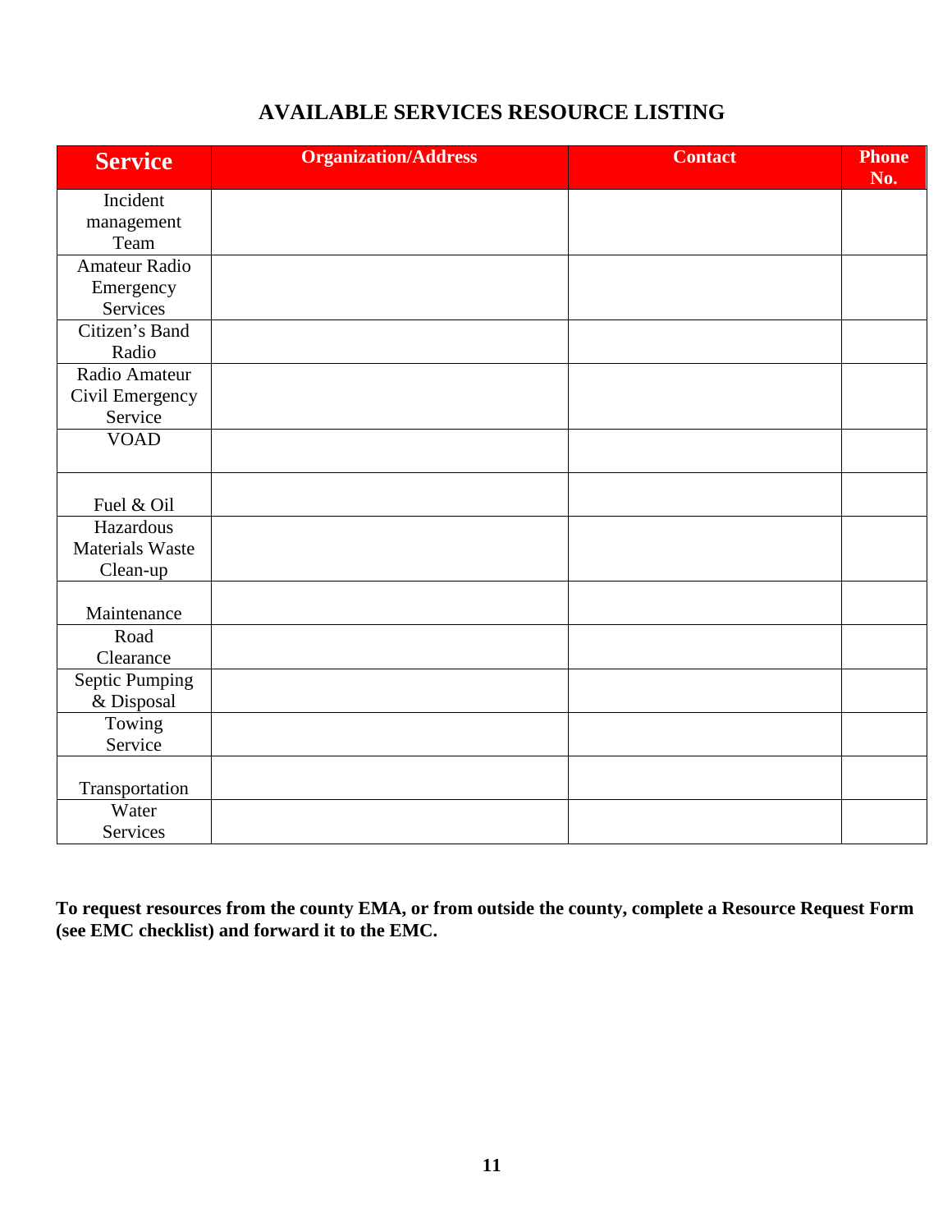# AVAILABLE SERVICES RESOURCE LISTING

| Service | Organization/Address | Contact | Phone No. |
|---|---|---|---|
| Incident management Team | | | |
| Amateur Radio Emergency Services | | | |
| Citizen's Band Radio | | | |
| Radio Amateur Civil Emergency Service | | | |
| VOAD | | | |
| Fuel & Oil | | | |
| Hazardous Materials Waste Clean-up | | | |
| Maintenance | | | |
| Road Clearance | | | |
| Septic Pumping & Disposal | | | |
| Towing Service | | | |
| Transportation | | | |
| Water Services | | | |

**To request resources from the county EMA, or from outside the county, complete a Resource Request Form (see EMC checklist) and forward it to the EMC.**